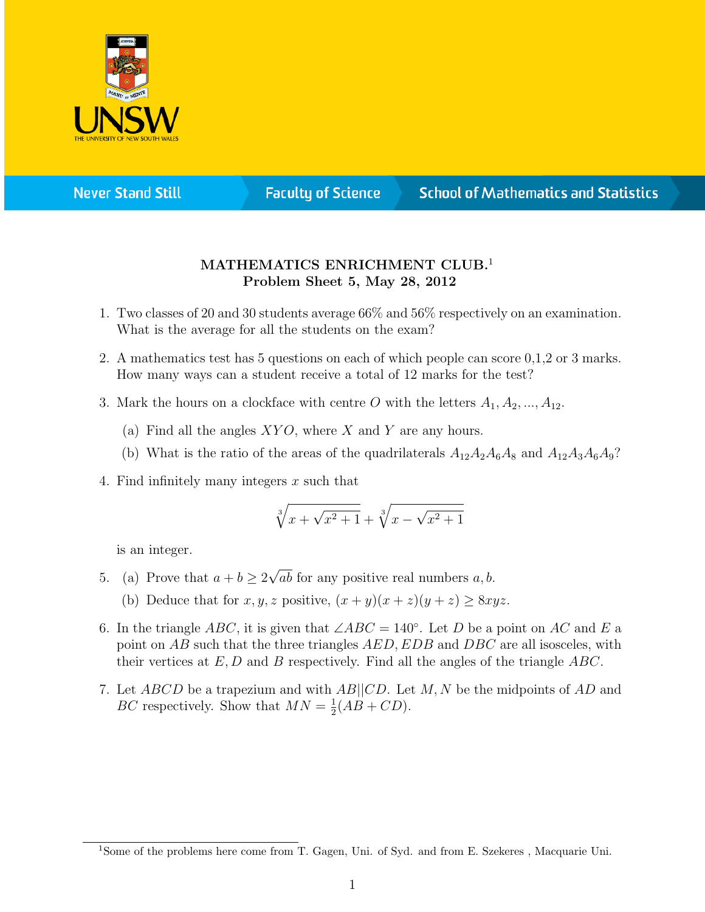**MATHEMATICS ENRICHMENT CLUB.**[1]
**Problem Sheet 5, May 28, 2012**

1. Two classes of 20 and 30 students average 66% and 56% respectively on an examination. What is the average for all the students on the exam?

2. A mathematics test has 5 questions on each of which people can score 0,1,2 or 3 marks. How many ways can a student receive a total of 12 marks for the test?

3. Mark the hours on a clockface with centre $O$ with the letters $A_1, A_2, ..., A_{12}$.

   (a) Find all the angles $XYO$, where $X$ and $Y$ are any hours.

   (b) What is the ratio of the areas of the quadrilaterals $A_{12}A_2A_6A_8$ and $A_{12}A_3A_6A_9$?

4. Find infinitely many integers $x$ such that

$$\sqrt[3]{x + \sqrt{x^2 + 1}} + \sqrt[3]{x - \sqrt{x^2 + 1}}$$

   is an integer.

5. (a) Prove that $a + b \geq 2\sqrt{ab}$ for any positive real numbers $a, b$.

   (b) Deduce that for $x, y, z$ positive, $(x + y)(x + z)(y + z) \geq 8xyz$.

6. In the triangle $ABC$, it is given that $\angle ABC = 140°$. Let $D$ be a point on $AC$ and $E$ a point on $AB$ such that the three triangles $AED$, $EDB$ and $DBC$ are all isosceles, with their vertices at $E, D$ and $B$ respectively. Find all the angles of the triangle $ABC$.

7. Let $ABCD$ be a trapezium and with $AB||CD$. Let $M, N$ be the midpoints of $AD$ and $BC$ respectively. Show that $MN = \frac{1}{2}(AB + CD)$.

---

[1] Some of the problems here come from T. Gagen, Uni. of Syd. and from E. Szekeres , Macquarie Uni.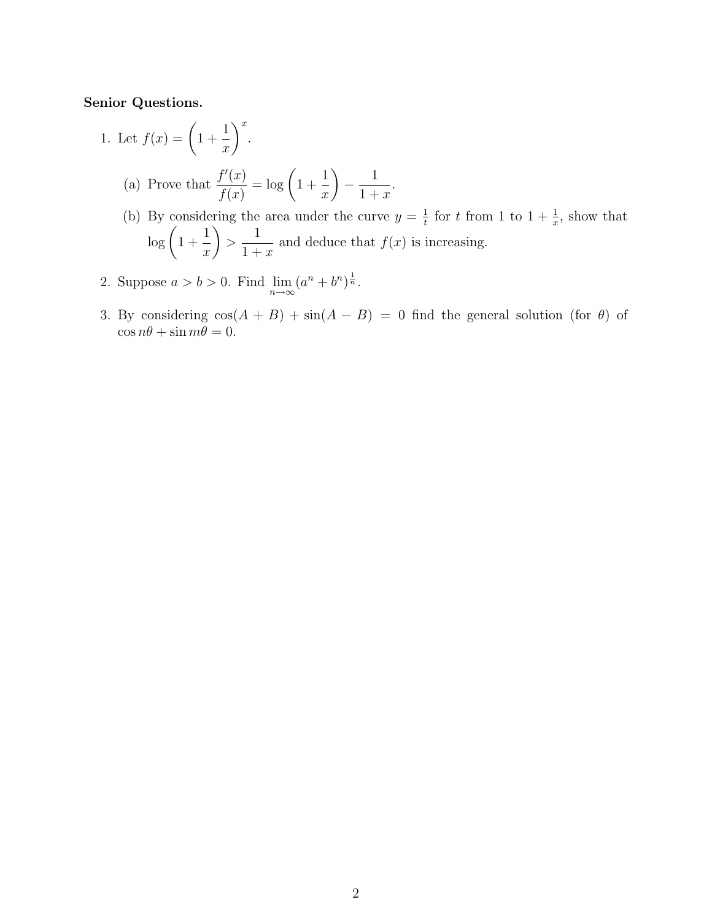**Senior Questions.**

1. Let $f(x) = \left(1 + \dfrac{1}{x}\right)^x$.

   (a) Prove that $\dfrac{f'(x)}{f(x)} = \log\left(1 + \dfrac{1}{x}\right) - \dfrac{1}{1+x}$.

   (b) By considering the area under the curve $y = \frac{1}{t}$ for $t$ from 1 to $1 + \frac{1}{x}$, show that $\log\left(1 + \dfrac{1}{x}\right) > \dfrac{1}{1+x}$ and deduce that $f(x)$ is increasing.

2. Suppose $a > b > 0$. Find $\lim\limits_{n\to\infty} (a^n + b^n)^{\frac{1}{n}}$.

3. By considering $\cos(A + B) + \sin(A - B) = 0$ find the general solution (for $\theta$) of $\cos n\theta + \sin m\theta = 0$.